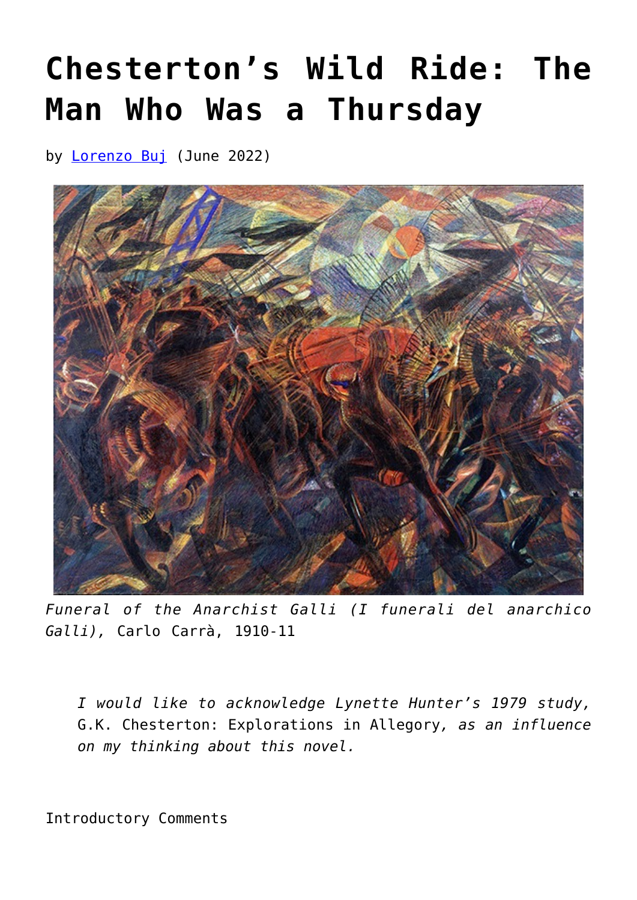# Chesterton's Wild Ride: The Man Who Was a Thursday

by [Lorenzo Buj](Lorenzo Buj) (June 2022)

*Funeral of the Anarchist Galli (I funerali del anarchico Galli),* Carlo Carrà, 1910-11

> *I would like to acknowledge Lynette Hunter's 1979 study,* G.K. Chesterton: Explorations in Allegory*, as an influence on my thinking about this novel.*

Introductory Comments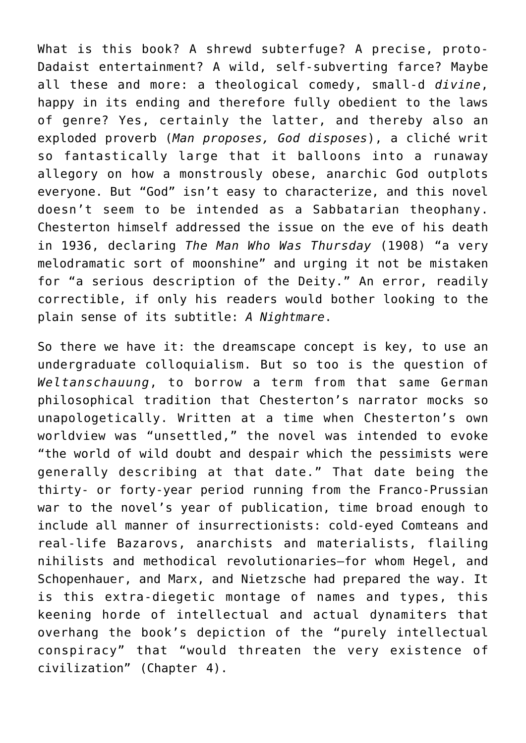What is this book? A shrewd subterfuge? A precise, proto-Dadaist entertainment? A wild, self-subverting farce? Maybe all these and more: a theological comedy, small-d *divine*, happy in its ending and therefore fully obedient to the laws of genre? Yes, certainly the latter, and thereby also an exploded proverb (*Man proposes, God disposes*), a cliché writ so fantastically large that it balloons into a runaway allegory on how a monstrously obese, anarchic God outplots everyone. But "God" isn't easy to characterize, and this novel doesn't seem to be intended as a Sabbatarian theophany. Chesterton himself addressed the issue on the eve of his death in 1936, declaring *The Man Who Was Thursday* (1908) "a very melodramatic sort of moonshine" and urging it not be mistaken for "a serious description of the Deity." An error, readily correctible, if only his readers would bother looking to the plain sense of its subtitle: *A Nightmare*.

So there we have it: the dreamscape concept is key, to use an undergraduate colloquialism. But so too is the question of *Weltanschauung*, to borrow a term from that same German philosophical tradition that Chesterton's narrator mocks so unapologetically. Written at a time when Chesterton's own worldview was "unsettled," the novel was intended to evoke "the world of wild doubt and despair which the pessimists were generally describing at that date." That date being the thirty- or forty-year period running from the Franco-Prussian war to the novel's year of publication, time broad enough to include all manner of insurrectionists: cold-eyed Comteans and real-life Bazarovs, anarchists and materialists, flailing nihilists and methodical revolutionaries—for whom Hegel, and Schopenhauer, and Marx, and Nietzsche had prepared the way. It is this extra-diegetic montage of names and types, this keening horde of intellectual and actual dynamiters that overhang the book's depiction of the "purely intellectual conspiracy" that "would threaten the very existence of civilization" (Chapter 4).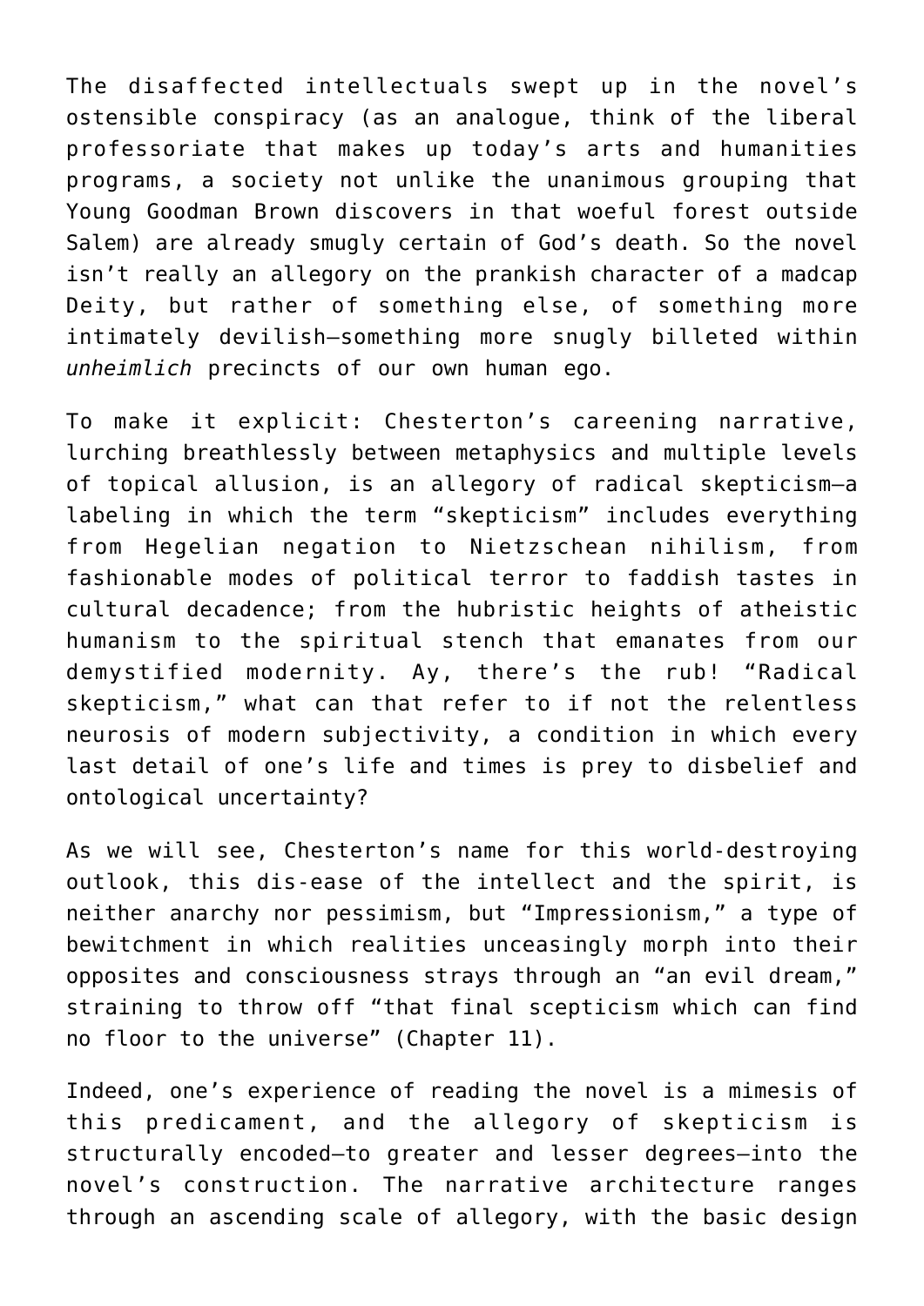The disaffected intellectuals swept up in the novel's ostensible conspiracy (as an analogue, think of the liberal professoriate that makes up today's arts and humanities programs, a society not unlike the unanimous grouping that Young Goodman Brown discovers in that woeful forest outside Salem) are already smugly certain of God's death. So the novel isn't really an allegory on the prankish character of a madcap Deity, but rather of something else, of something more intimately devilish—something more snugly billeted within *unheimlich* precincts of our own human ego.

To make it explicit: Chesterton's careening narrative, lurching breathlessly between metaphysics and multiple levels of topical allusion, is an allegory of radical skepticism—a labeling in which the term "skepticism" includes everything from Hegelian negation to Nietzschean nihilism, from fashionable modes of political terror to faddish tastes in cultural decadence; from the hubristic heights of atheistic humanism to the spiritual stench that emanates from our demystified modernity. Ay, there's the rub! "Radical skepticism," what can that refer to if not the relentless neurosis of modern subjectivity, a condition in which every last detail of one's life and times is prey to disbelief and ontological uncertainty?

As we will see, Chesterton's name for this world-destroying outlook, this dis-ease of the intellect and the spirit, is neither anarchy nor pessimism, but "Impressionism," a type of bewitchment in which realities unceasingly morph into their opposites and consciousness strays through an "an evil dream," straining to throw off "that final scepticism which can find no floor to the universe" (Chapter 11).

Indeed, one's experience of reading the novel is a mimesis of this predicament, and the allegory of skepticism is structurally encoded—to greater and lesser degrees—into the novel's construction. The narrative architecture ranges through an ascending scale of allegory, with the basic design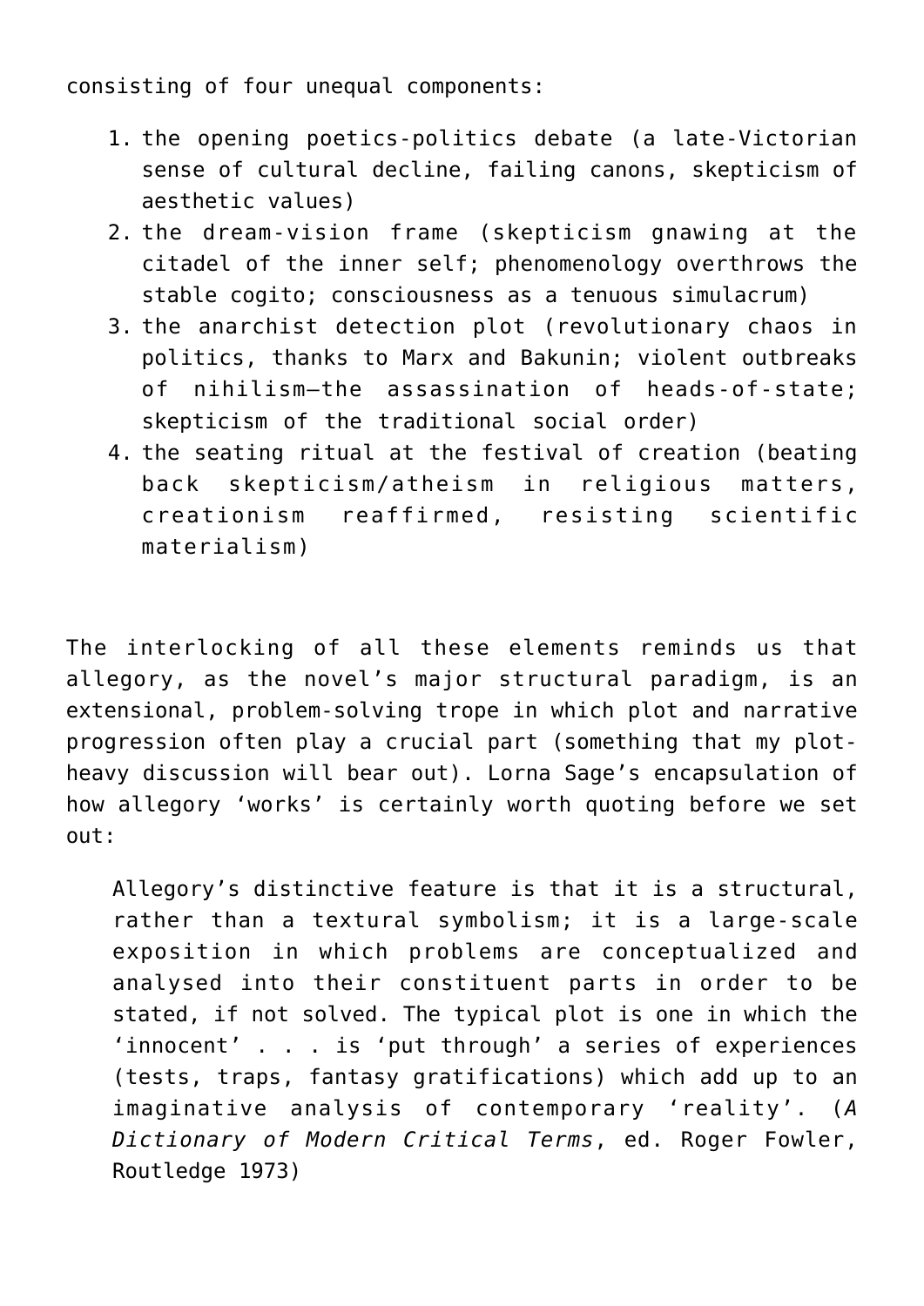consisting of four unequal components:

1. the opening poetics-politics debate (a late-Victorian sense of cultural decline, failing canons, skepticism of aesthetic values)
2. the dream-vision frame (skepticism gnawing at the citadel of the inner self; phenomenology overthrows the stable cogito; consciousness as a tenuous simulacrum)
3. the anarchist detection plot (revolutionary chaos in politics, thanks to Marx and Bakunin; violent outbreaks of nihilism—the assassination of heads-of-state; skepticism of the traditional social order)
4. the seating ritual at the festival of creation (beating back skepticism/atheism in religious matters, creationism reaffirmed, resisting scientific materialism)

The interlocking of all these elements reminds us that allegory, as the novel's major structural paradigm, is an extensional, problem-solving trope in which plot and narrative progression often play a crucial part (something that my plot-heavy discussion will bear out). Lorna Sage's encapsulation of how allegory 'works' is certainly worth quoting before we set out:

> Allegory's distinctive feature is that it is a structural, rather than a textural symbolism; it is a large-scale exposition in which problems are conceptualized and analysed into their constituent parts in order to be stated, if not solved. The typical plot is one in which the 'innocent' . . . is 'put through' a series of experiences (tests, traps, fantasy gratifications) which add up to an imaginative analysis of contemporary 'reality'. (*A Dictionary of Modern Critical Terms*, ed. Roger Fowler, Routledge 1973)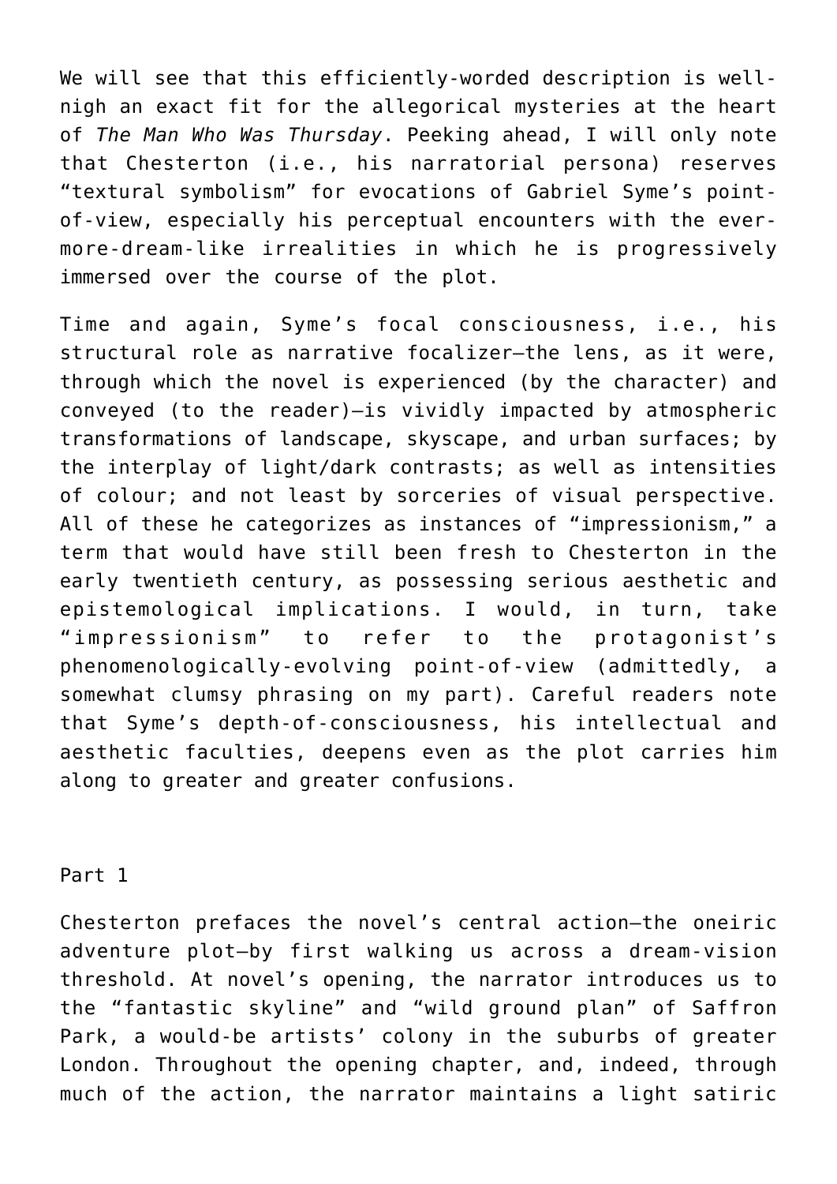We will see that this efficiently-worded description is well-nigh an exact fit for the allegorical mysteries at the heart of *The Man Who Was Thursday*. Peeking ahead, I will only note that Chesterton (i.e., his narratorial persona) reserves "textural symbolism" for evocations of Gabriel Syme's point-of-view, especially his perceptual encounters with the ever-more-dream-like irrealities in which he is progressively immersed over the course of the plot.

Time and again, Syme's focal consciousness, i.e., his structural role as narrative focalizer—the lens, as it were, through which the novel is experienced (by the character) and conveyed (to the reader)—is vividly impacted by atmospheric transformations of landscape, skyscape, and urban surfaces; by the interplay of light/dark contrasts; as well as intensities of colour; and not least by sorceries of visual perspective. All of these he categorizes as instances of "impressionism," a term that would have still been fresh to Chesterton in the early twentieth century, as possessing serious aesthetic and epistemological implications. I would, in turn, take "impressionism" to refer to the protagonist's phenomenologically-evolving point-of-view (admittedly, a somewhat clumsy phrasing on my part). Careful readers note that Syme's depth-of-consciousness, his intellectual and aesthetic faculties, deepens even as the plot carries him along to greater and greater confusions.

## Part 1

Chesterton prefaces the novel's central action—the oneiric adventure plot—by first walking us across a dream-vision threshold. At novel's opening, the narrator introduces us to the "fantastic skyline" and "wild ground plan" of Saffron Park, a would-be artists' colony in the suburbs of greater London. Throughout the opening chapter, and, indeed, through much of the action, the narrator maintains a light satiric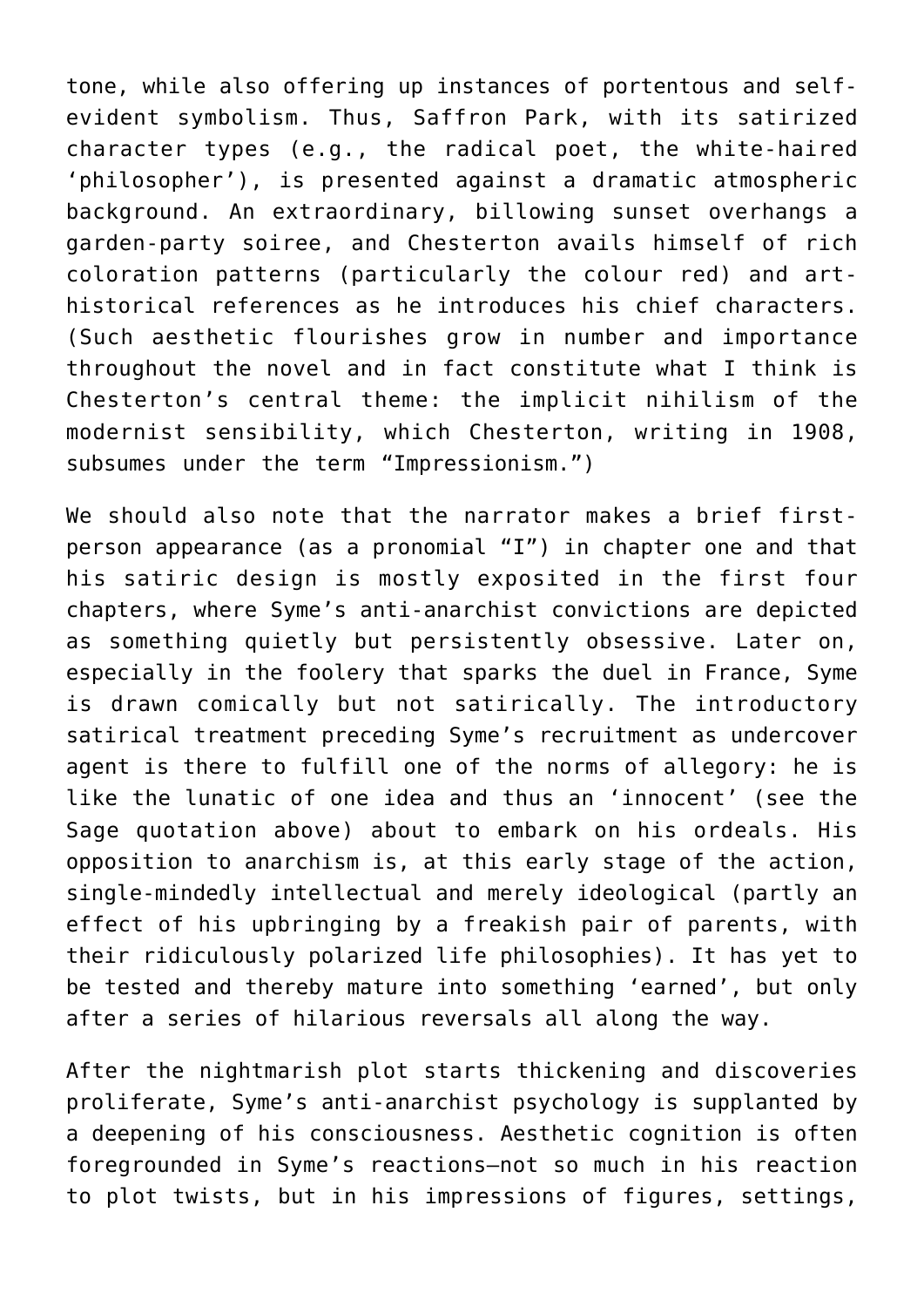tone, while also offering up instances of portentous and self-evident symbolism. Thus, Saffron Park, with its satirized character types (e.g., the radical poet, the white-haired 'philosopher'), is presented against a dramatic atmospheric background. An extraordinary, billowing sunset overhangs a garden-party soiree, and Chesterton avails himself of rich coloration patterns (particularly the colour red) and art-historical references as he introduces his chief characters. (Such aesthetic flourishes grow in number and importance throughout the novel and in fact constitute what I think is Chesterton's central theme: the implicit nihilism of the modernist sensibility, which Chesterton, writing in 1908, subsumes under the term "Impressionism.")

We should also note that the narrator makes a brief first-person appearance (as a pronomial "I") in chapter one and that his satiric design is mostly exposited in the first four chapters, where Syme's anti-anarchist convictions are depicted as something quietly but persistently obsessive. Later on, especially in the foolery that sparks the duel in France, Syme is drawn comically but not satirically. The introductory satirical treatment preceding Syme's recruitment as undercover agent is there to fulfill one of the norms of allegory: he is like the lunatic of one idea and thus an 'innocent' (see the Sage quotation above) about to embark on his ordeals. His opposition to anarchism is, at this early stage of the action, single-mindedly intellectual and merely ideological (partly an effect of his upbringing by a freakish pair of parents, with their ridiculously polarized life philosophies). It has yet to be tested and thereby mature into something 'earned', but only after a series of hilarious reversals all along the way.

After the nightmarish plot starts thickening and discoveries proliferate, Syme's anti-anarchist psychology is supplanted by a deepening of his consciousness. Aesthetic cognition is often foregrounded in Syme's reactions—not so much in his reaction to plot twists, but in his impressions of figures, settings,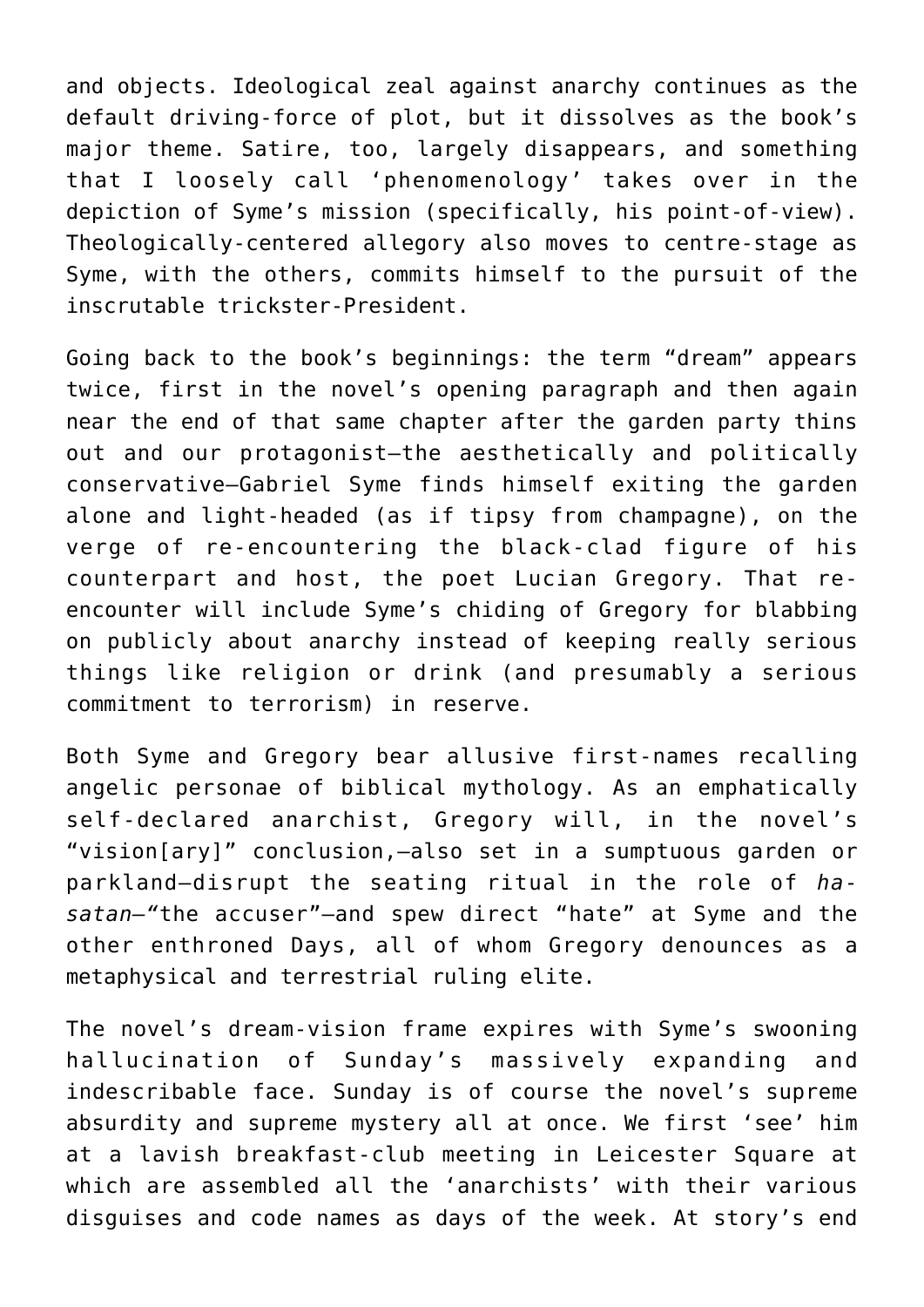and objects. Ideological zeal against anarchy continues as the default driving-force of plot, but it dissolves as the book's major theme. Satire, too, largely disappears, and something that I loosely call 'phenomenology' takes over in the depiction of Syme's mission (specifically, his point-of-view). Theologically-centered allegory also moves to centre-stage as Syme, with the others, commits himself to the pursuit of the inscrutable trickster-President.

Going back to the book's beginnings: the term "dream" appears twice, first in the novel's opening paragraph and then again near the end of that same chapter after the garden party thins out and our protagonist—the aesthetically and politically conservative—Gabriel Syme finds himself exiting the garden alone and light-headed (as if tipsy from champagne), on the verge of re-encountering the black-clad figure of his counterpart and host, the poet Lucian Gregory. That re-encounter will include Syme's chiding of Gregory for blabbing on publicly about anarchy instead of keeping really serious things like religion or drink (and presumably a serious commitment to terrorism) in reserve.

Both Syme and Gregory bear allusive first-names recalling angelic personae of biblical mythology. As an emphatically self-declared anarchist, Gregory will, in the novel's "vision[ary]" conclusion,—also set in a sumptuous garden or parkland—disrupt the seating ritual in the role of *ha-satan*—"the accuser"—and spew direct "hate" at Syme and the other enthroned Days, all of whom Gregory denounces as a metaphysical and terrestrial ruling elite.

The novel's dream-vision frame expires with Syme's swooning hallucination of Sunday's massively expanding and indescribable face. Sunday is of course the novel's supreme absurdity and supreme mystery all at once. We first 'see' him at a lavish breakfast-club meeting in Leicester Square at which are assembled all the 'anarchists' with their various disguises and code names as days of the week. At story's end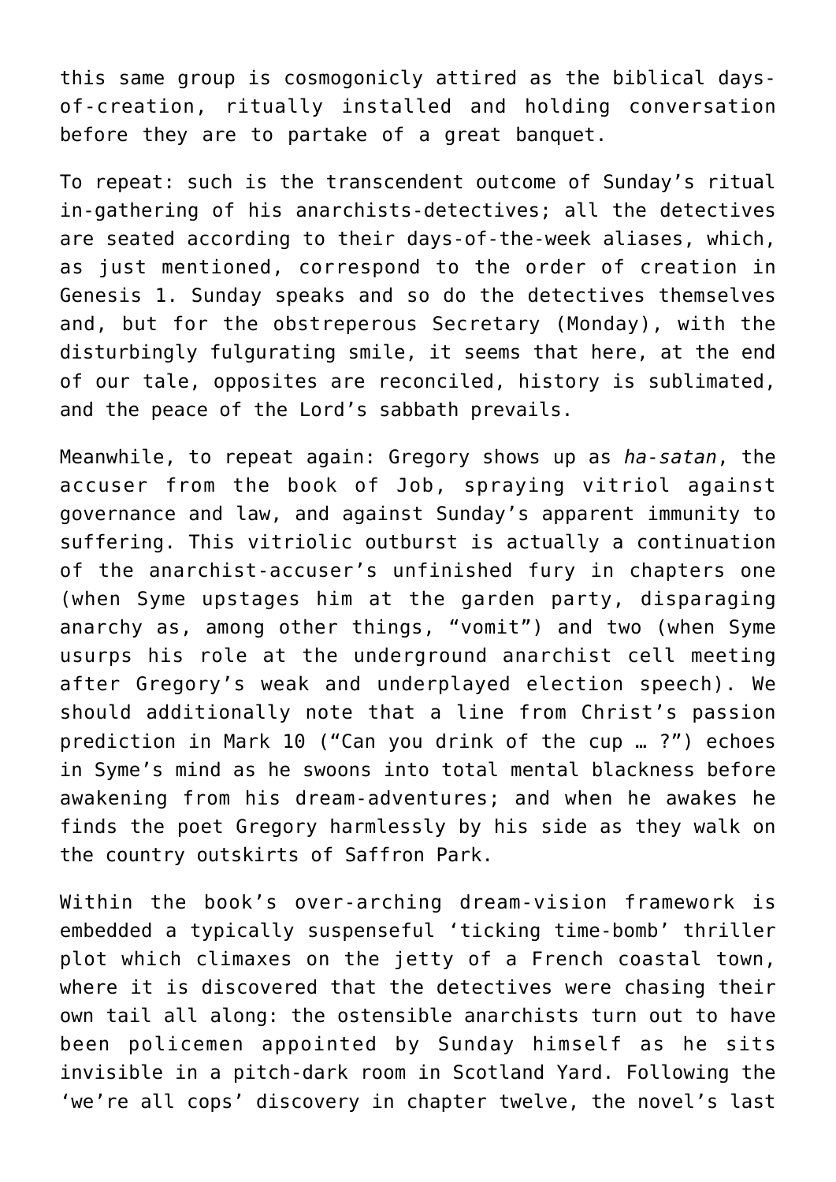this same group is cosmogonicly attired as the biblical days-of-creation, ritually installed and holding conversation before they are to partake of a great banquet.

To repeat: such is the transcendent outcome of Sunday's ritual in-gathering of his anarchists-detectives; all the detectives are seated according to their days-of-the-week aliases, which, as just mentioned, correspond to the order of creation in Genesis 1. Sunday speaks and so do the detectives themselves and, but for the obstreperous Secretary (Monday), with the disturbingly fulgurating smile, it seems that here, at the end of our tale, opposites are reconciled, history is sublimated, and the peace of the Lord's sabbath prevails.

Meanwhile, to repeat again: Gregory shows up as *ha-satan*, the accuser from the book of Job, spraying vitriol against governance and law, and against Sunday's apparent immunity to suffering. This vitriolic outburst is actually a continuation of the anarchist-accuser's unfinished fury in chapters one (when Syme upstages him at the garden party, disparaging anarchy as, among other things, "vomit") and two (when Syme usurps his role at the underground anarchist cell meeting after Gregory's weak and underplayed election speech). We should additionally note that a line from Christ's passion prediction in Mark 10 ("Can you drink of the cup … ?") echoes in Syme's mind as he swoons into total mental blackness before awakening from his dream-adventures; and when he awakes he finds the poet Gregory harmlessly by his side as they walk on the country outskirts of Saffron Park.

Within the book's over-arching dream-vision framework is embedded a typically suspenseful 'ticking time-bomb' thriller plot which climaxes on the jetty of a French coastal town, where it is discovered that the detectives were chasing their own tail all along: the ostensible anarchists turn out to have been policemen appointed by Sunday himself as he sits invisible in a pitch-dark room in Scotland Yard. Following the 'we're all cops' discovery in chapter twelve, the novel's last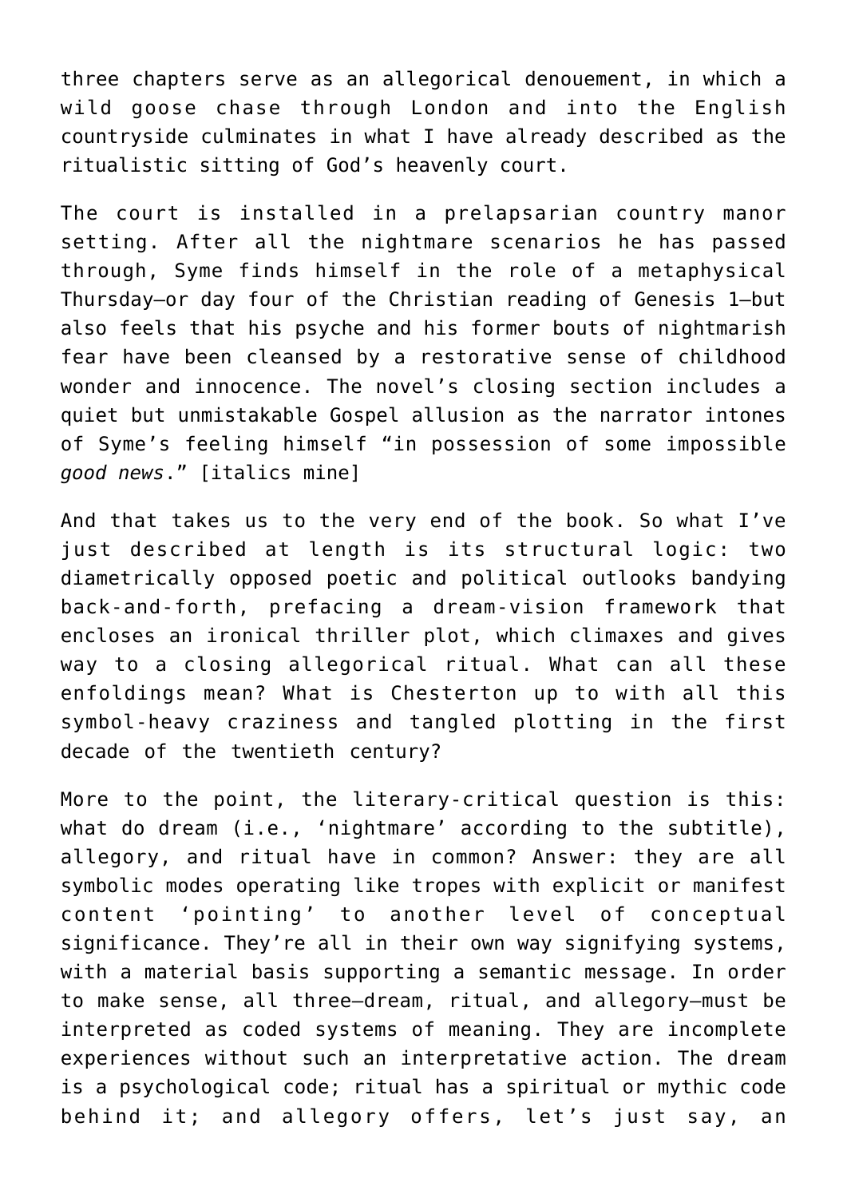three chapters serve as an allegorical denouement, in which a wild goose chase through London and into the English countryside culminates in what I have already described as the ritualistic sitting of God's heavenly court.

The court is installed in a prelapsarian country manor setting. After all the nightmare scenarios he has passed through, Syme finds himself in the role of a metaphysical Thursday—or day four of the Christian reading of Genesis 1—but also feels that his psyche and his former bouts of nightmarish fear have been cleansed by a restorative sense of childhood wonder and innocence. The novel's closing section includes a quiet but unmistakable Gospel allusion as the narrator intones of Syme's feeling himself "in possession of some impossible *good news*." [italics mine]

And that takes us to the very end of the book. So what I've just described at length is its structural logic: two diametrically opposed poetic and political outlooks bandying back-and-forth, prefacing a dream-vision framework that encloses an ironical thriller plot, which climaxes and gives way to a closing allegorical ritual. What can all these enfoldings mean? What is Chesterton up to with all this symbol-heavy craziness and tangled plotting in the first decade of the twentieth century?

More to the point, the literary-critical question is this: what do dream (i.e., 'nightmare' according to the subtitle), allegory, and ritual have in common? Answer: they are all symbolic modes operating like tropes with explicit or manifest content 'pointing' to another level of conceptual significance. They're all in their own way signifying systems, with a material basis supporting a semantic message. In order to make sense, all three—dream, ritual, and allegory—must be interpreted as coded systems of meaning. They are incomplete experiences without such an interpretative action. The dream is a psychological code; ritual has a spiritual or mythic code behind it; and allegory offers, let's just say, an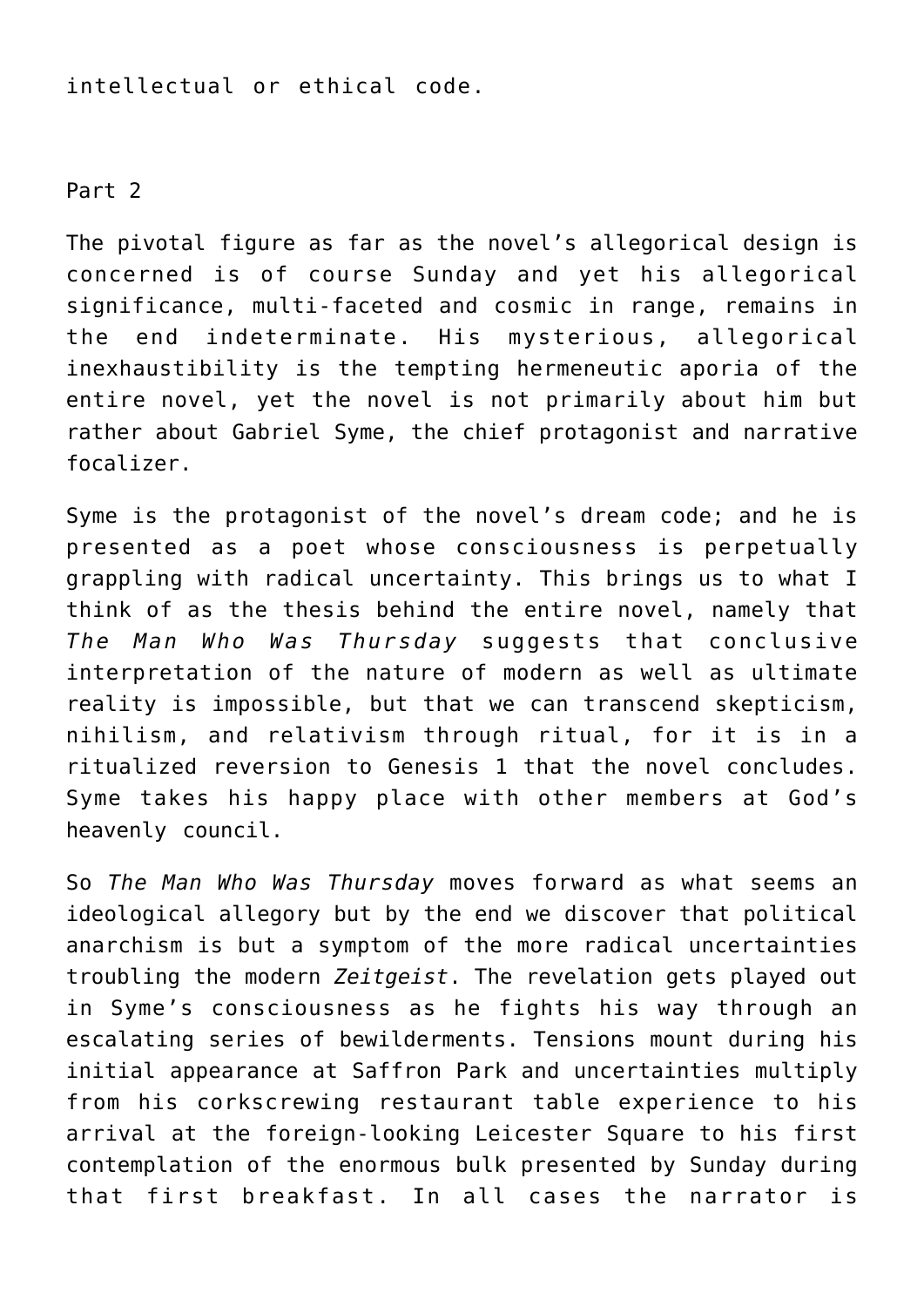intellectual or ethical code.

## Part 2

The pivotal figure as far as the novel's allegorical design is concerned is of course Sunday and yet his allegorical significance, multi-faceted and cosmic in range, remains in the end indeterminate. His mysterious, allegorical inexhaustibility is the tempting hermeneutic aporia of the entire novel, yet the novel is not primarily about him but rather about Gabriel Syme, the chief protagonist and narrative focalizer.

Syme is the protagonist of the novel's dream code; and he is presented as a poet whose consciousness is perpetually grappling with radical uncertainty. This brings us to what I think of as the thesis behind the entire novel, namely that *The Man Who Was Thursday* suggests that conclusive interpretation of the nature of modern as well as ultimate reality is impossible, but that we can transcend skepticism, nihilism, and relativism through ritual, for it is in a ritualized reversion to Genesis 1 that the novel concludes. Syme takes his happy place with other members at God's heavenly council.

So *The Man Who Was Thursday* moves forward as what seems an ideological allegory but by the end we discover that political anarchism is but a symptom of the more radical uncertainties troubling the modern *Zeitgeist*. The revelation gets played out in Syme's consciousness as he fights his way through an escalating series of bewilderments. Tensions mount during his initial appearance at Saffron Park and uncertainties multiply from his corkscrewing restaurant table experience to his arrival at the foreign-looking Leicester Square to his first contemplation of the enormous bulk presented by Sunday during that first breakfast. In all cases the narrator is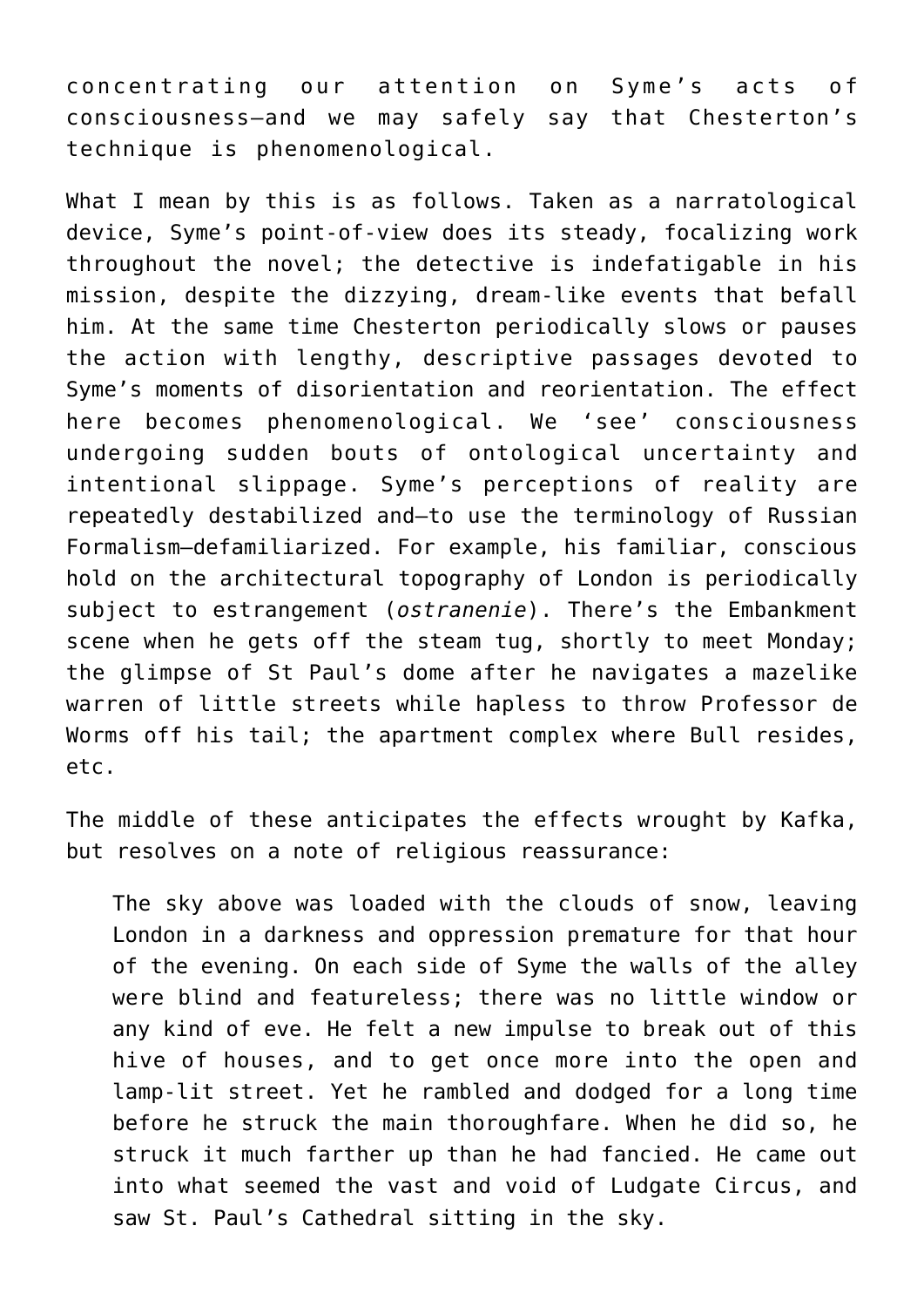concentrating our attention on Syme's acts of consciousness—and we may safely say that Chesterton's technique is phenomenological.

What I mean by this is as follows. Taken as a narratological device, Syme's point-of-view does its steady, focalizing work throughout the novel; the detective is indefatigable in his mission, despite the dizzying, dream-like events that befall him. At the same time Chesterton periodically slows or pauses the action with lengthy, descriptive passages devoted to Syme's moments of disorientation and reorientation. The effect here becomes phenomenological. We 'see' consciousness undergoing sudden bouts of ontological uncertainty and intentional slippage. Syme's perceptions of reality are repeatedly destabilized and—to use the terminology of Russian Formalism—defamiliarized. For example, his familiar, conscious hold on the architectural topography of London is periodically subject to estrangement (*ostranenie*). There's the Embankment scene when he gets off the steam tug, shortly to meet Monday; the glimpse of St Paul's dome after he navigates a mazelike warren of little streets while hapless to throw Professor de Worms off his tail; the apartment complex where Bull resides, etc.

The middle of these anticipates the effects wrought by Kafka, but resolves on a note of religious reassurance:

> The sky above was loaded with the clouds of snow, leaving London in a darkness and oppression premature for that hour of the evening. On each side of Syme the walls of the alley were blind and featureless; there was no little window or any kind of eve. He felt a new impulse to break out of this hive of houses, and to get once more into the open and lamp-lit street. Yet he rambled and dodged for a long time before he struck the main thoroughfare. When he did so, he struck it much farther up than he had fancied. He came out into what seemed the vast and void of Ludgate Circus, and saw St. Paul's Cathedral sitting in the sky.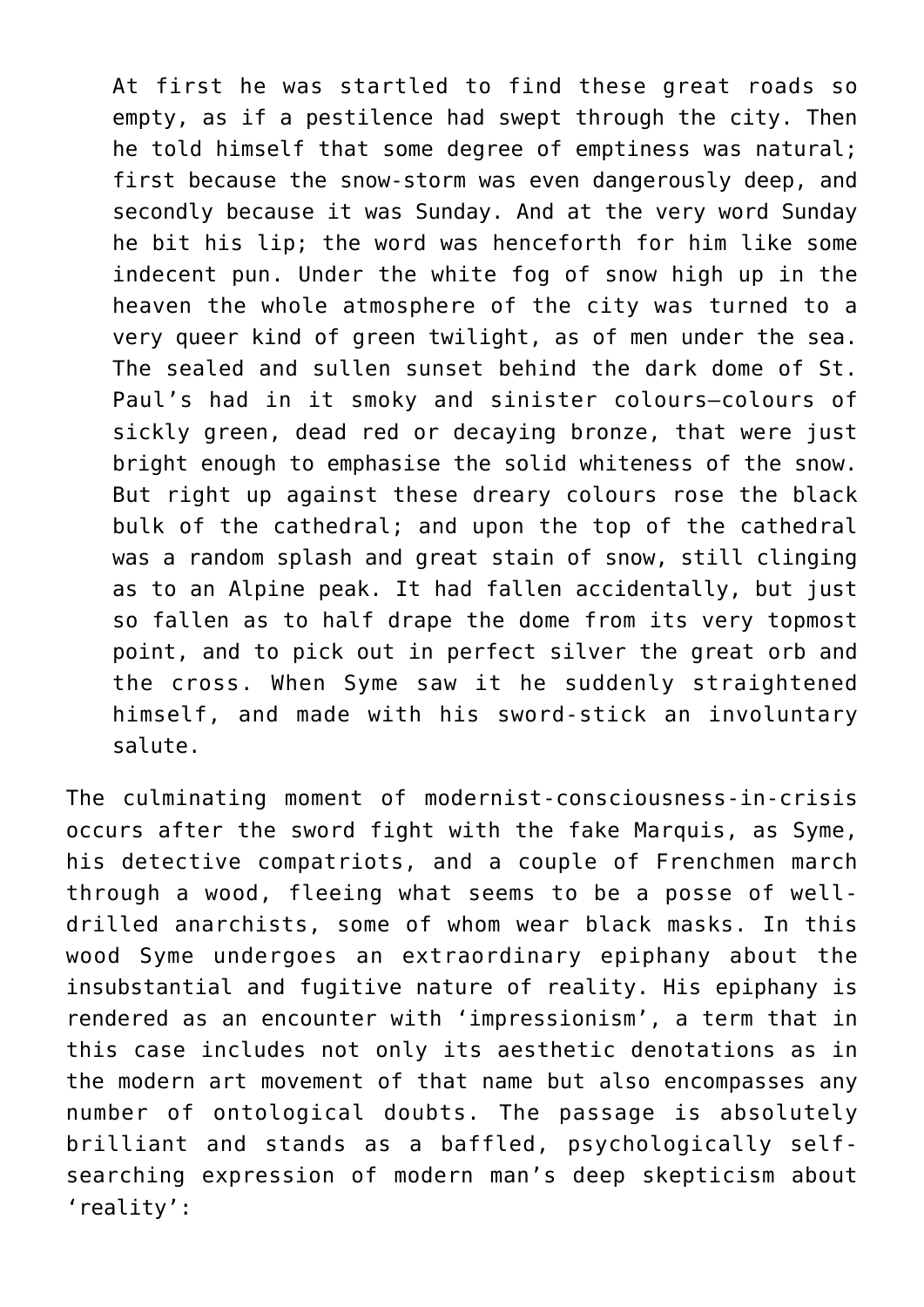> At first he was startled to find these great roads so empty, as if a pestilence had swept through the city. Then he told himself that some degree of emptiness was natural; first because the snow-storm was even dangerously deep, and secondly because it was Sunday. And at the very word Sunday he bit his lip; the word was henceforth for him like some indecent pun. Under the white fog of snow high up in the heaven the whole atmosphere of the city was turned to a very queer kind of green twilight, as of men under the sea. The sealed and sullen sunset behind the dark dome of St. Paul's had in it smoky and sinister colours—colours of sickly green, dead red or decaying bronze, that were just bright enough to emphasise the solid whiteness of the snow. But right up against these dreary colours rose the black bulk of the cathedral; and upon the top of the cathedral was a random splash and great stain of snow, still clinging as to an Alpine peak. It had fallen accidentally, but just so fallen as to half drape the dome from its very topmost point, and to pick out in perfect silver the great orb and the cross. When Syme saw it he suddenly straightened himself, and made with his sword-stick an involuntary salute.

The culminating moment of modernist-consciousness-in-crisis occurs after the sword fight with the fake Marquis, as Syme, his detective compatriots, and a couple of Frenchmen march through a wood, fleeing what seems to be a posse of well-drilled anarchists, some of whom wear black masks. In this wood Syme undergoes an extraordinary epiphany about the insubstantial and fugitive nature of reality. His epiphany is rendered as an encounter with 'impressionism', a term that in this case includes not only its aesthetic denotations as in the modern art movement of that name but also encompasses any number of ontological doubts. The passage is absolutely brilliant and stands as a baffled, psychologically self-searching expression of modern man's deep skepticism about 'reality':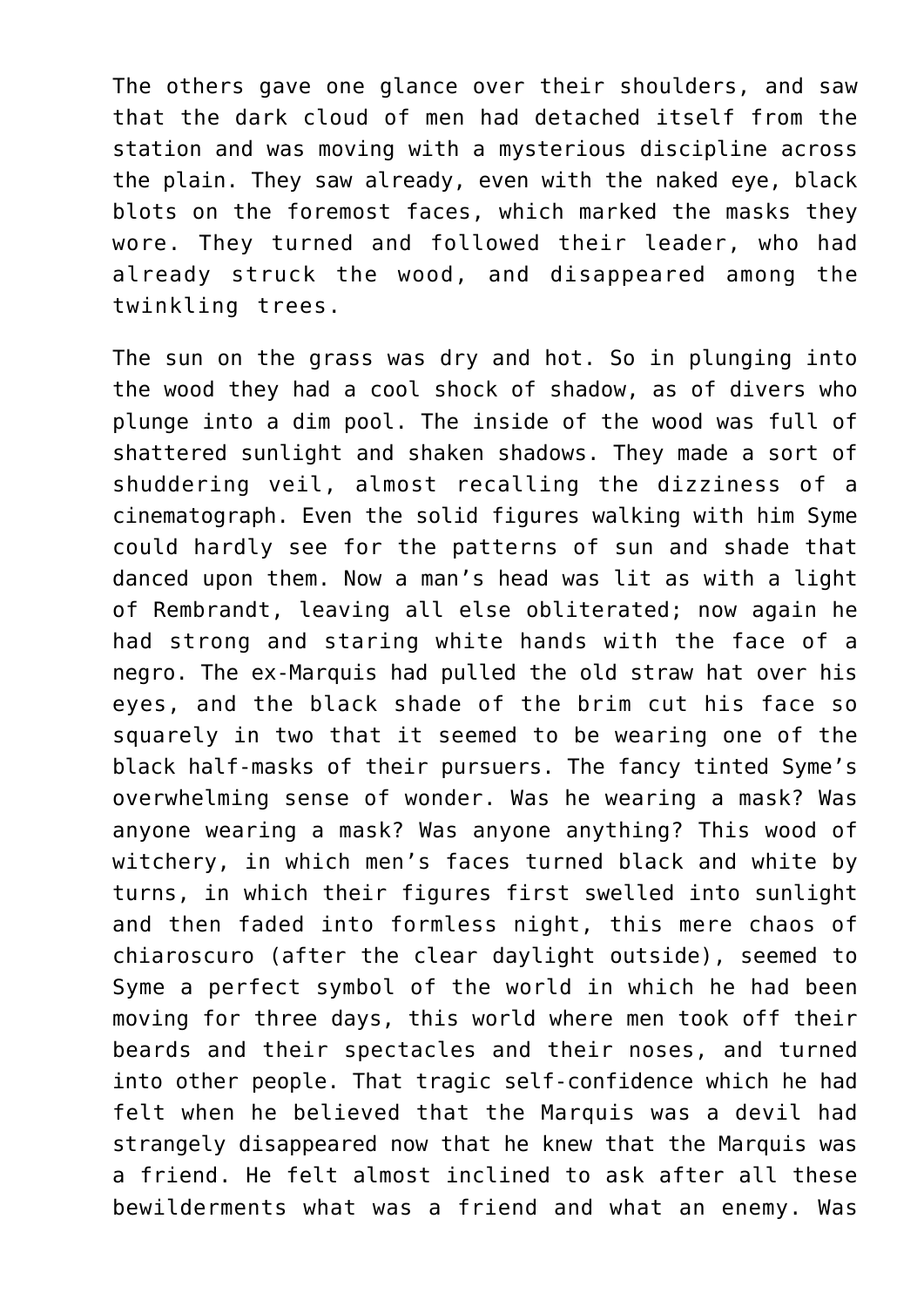The others gave one glance over their shoulders, and saw that the dark cloud of men had detached itself from the station and was moving with a mysterious discipline across the plain. They saw already, even with the naked eye, black blots on the foremost faces, which marked the masks they wore. They turned and followed their leader, who had already struck the wood, and disappeared among the twinkling trees.

The sun on the grass was dry and hot. So in plunging into the wood they had a cool shock of shadow, as of divers who plunge into a dim pool. The inside of the wood was full of shattered sunlight and shaken shadows. They made a sort of shuddering veil, almost recalling the dizziness of a cinematograph. Even the solid figures walking with him Syme could hardly see for the patterns of sun and shade that danced upon them. Now a man's head was lit as with a light of Rembrandt, leaving all else obliterated; now again he had strong and staring white hands with the face of a negro. The ex-Marquis had pulled the old straw hat over his eyes, and the black shade of the brim cut his face so squarely in two that it seemed to be wearing one of the black half-masks of their pursuers. The fancy tinted Syme's overwhelming sense of wonder. Was he wearing a mask? Was anyone wearing a mask? Was anyone anything? This wood of witchery, in which men's faces turned black and white by turns, in which their figures first swelled into sunlight and then faded into formless night, this mere chaos of chiaroscuro (after the clear daylight outside), seemed to Syme a perfect symbol of the world in which he had been moving for three days, this world where men took off their beards and their spectacles and their noses, and turned into other people. That tragic self-confidence which he had felt when he believed that the Marquis was a devil had strangely disappeared now that he knew that the Marquis was a friend. He felt almost inclined to ask after all these bewilderments what was a friend and what an enemy. Was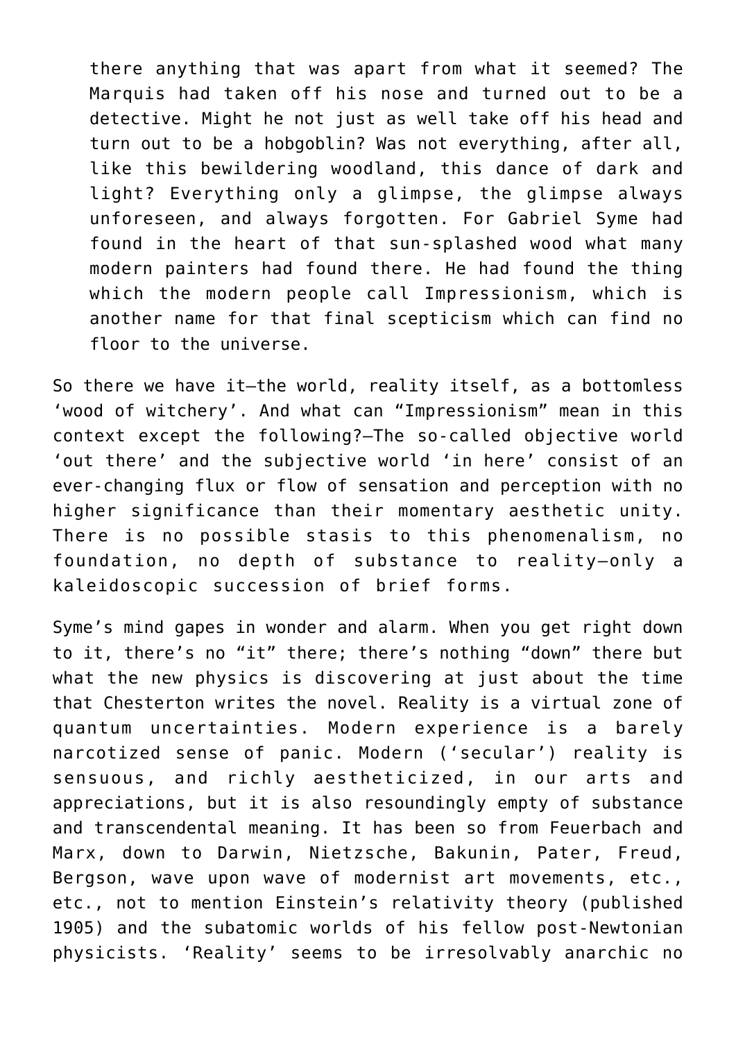> there anything that was apart from what it seemed? The Marquis had taken off his nose and turned out to be a detective. Might he not just as well take off his head and turn out to be a hobgoblin? Was not everything, after all, like this bewildering woodland, this dance of dark and light? Everything only a glimpse, the glimpse always unforeseen, and always forgotten. For Gabriel Syme had found in the heart of that sun-splashed wood what many modern painters had found there. He had found the thing which the modern people call Impressionism, which is another name for that final scepticism which can find no floor to the universe.

So there we have it—the world, reality itself, as a bottomless 'wood of witchery'. And what can "Impressionism" mean in this context except the following?—The so-called objective world 'out there' and the subjective world 'in here' consist of an ever-changing flux or flow of sensation and perception with no higher significance than their momentary aesthetic unity. There is no possible stasis to this phenomenalism, no foundation, no depth of substance to reality—only a kaleidoscopic succession of brief forms.

Syme's mind gapes in wonder and alarm. When you get right down to it, there's no "it" there; there's nothing "down" there but what the new physics is discovering at just about the time that Chesterton writes the novel. Reality is a virtual zone of quantum uncertainties. Modern experience is a barely narcotized sense of panic. Modern ('secular') reality is sensuous, and richly aestheticized, in our arts and appreciations, but it is also resoundingly empty of substance and transcendental meaning. It has been so from Feuerbach and Marx, down to Darwin, Nietzsche, Bakunin, Pater, Freud, Bergson, wave upon wave of modernist art movements, etc., etc., not to mention Einstein's relativity theory (published 1905) and the subatomic worlds of his fellow post-Newtonian physicists. 'Reality' seems to be irresolvably anarchic no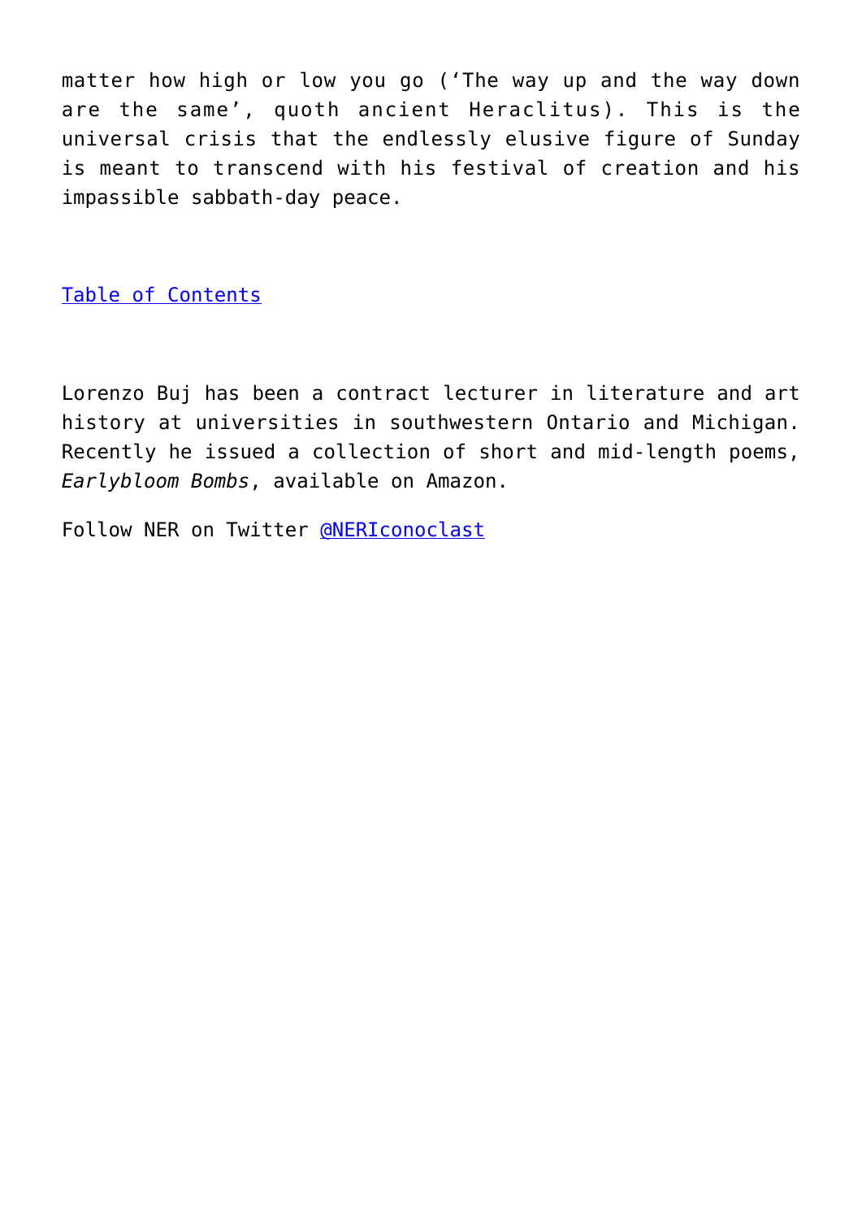matter how high or low you go ('The way up and the way down are the same', quoth ancient Heraclitus). This is the universal crisis that the endlessly elusive figure of Sunday is meant to transcend with his festival of creation and his impassible sabbath-day peace.

Table of Contents

Lorenzo Buj has been a contract lecturer in literature and art history at universities in southwestern Ontario and Michigan. Recently he issued a collection of short and mid-length poems, *Earlybloom Bombs*, available on Amazon.

Follow NER on Twitter @NERIconoclast